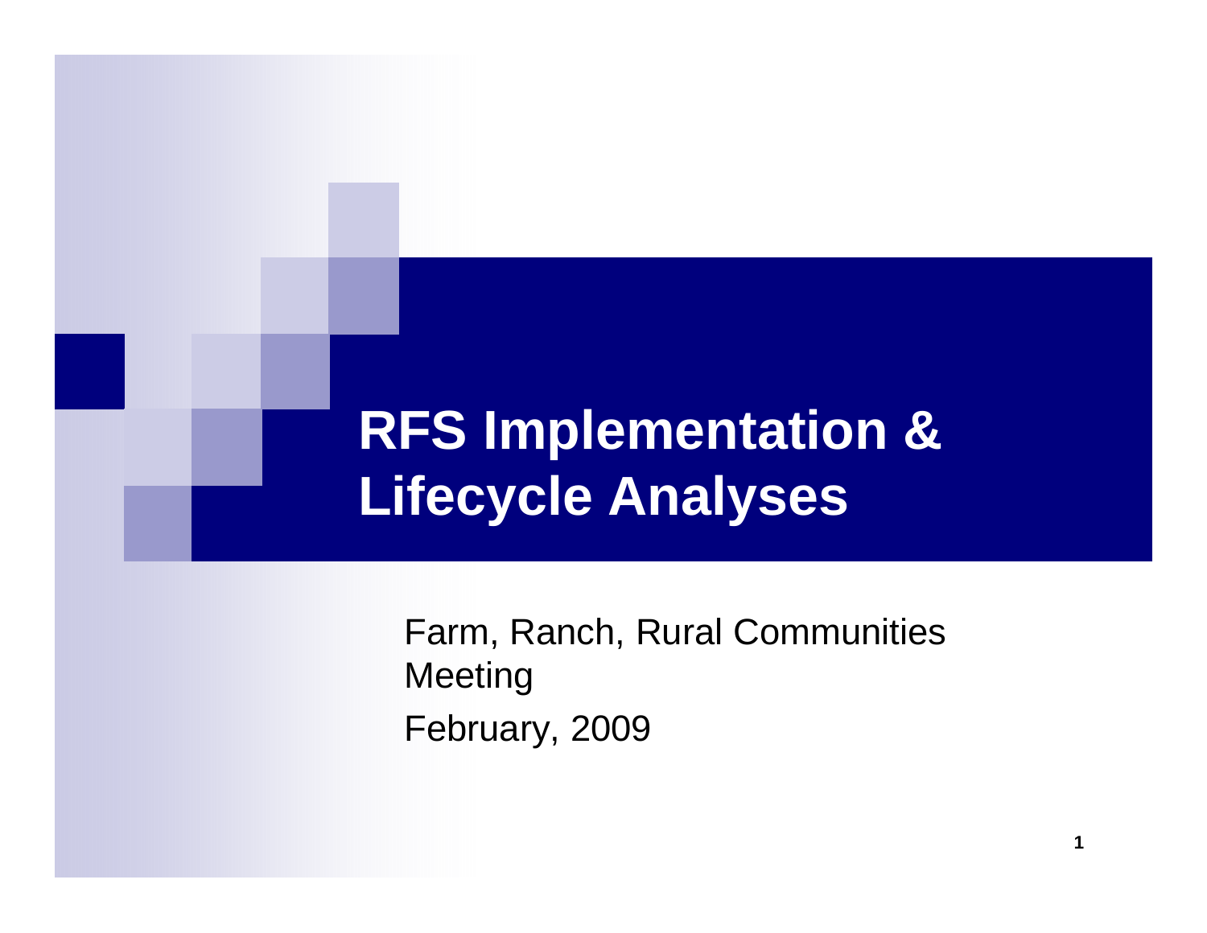# RFS Implementation & Lifecycle Analyses

Farm, Ranch, Rural Communities Meeting

February, 2009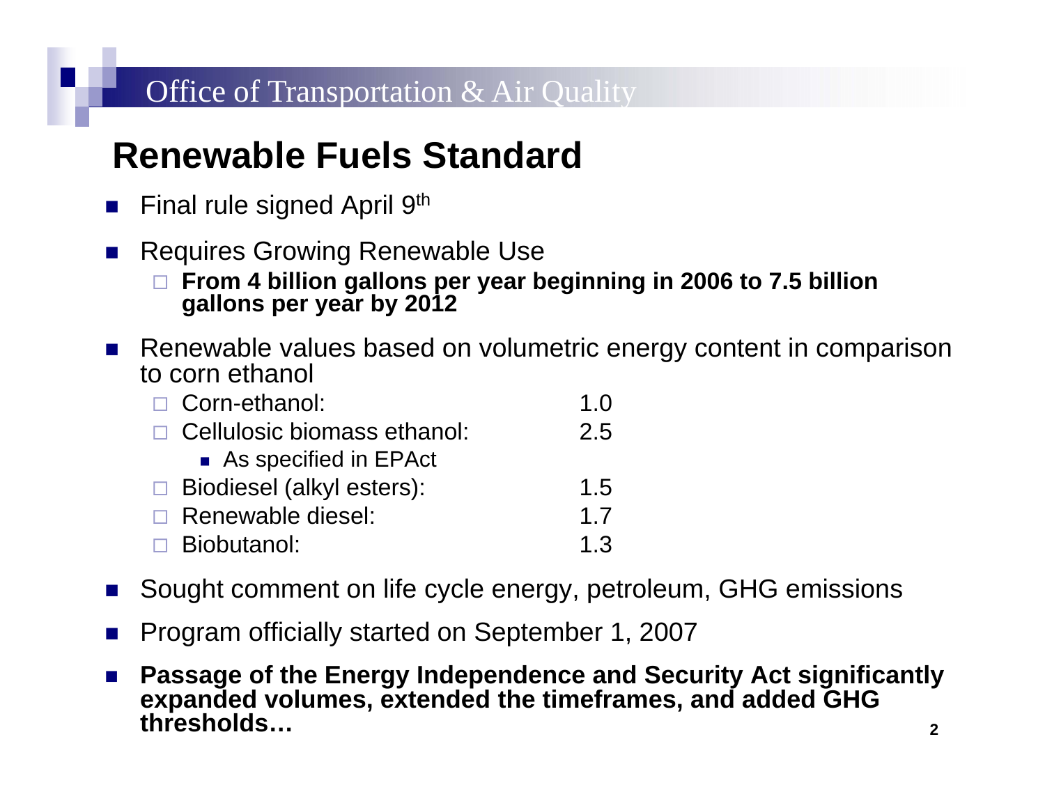# Renewable Fuels Standard

- Final rule signed April 9th
- Requires Growing Renewable Use
  - **From 4 billion gallons per year beginning in 2006 to 7.5 billion gallons per year by 2012**
- Renewable values based on volumetric energy content in comparison to corn ethanol
  - Corn-ethanol: 1.0
  - Cellulosic biomass ethanol: 2.5
    - As specified in EPAct
  - Biodiesel (alkyl esters): 1.5
  - Renewable diesel: 1.7
  - Biobutanol: 1.3
- Sought comment on life cycle energy, petroleum, GHG emissions
- Program officially started on September 1, 2007
- **Passage of the Energy Independence and Security Act significantly expanded volumes, extended the timeframes, and added GHG thresholds…**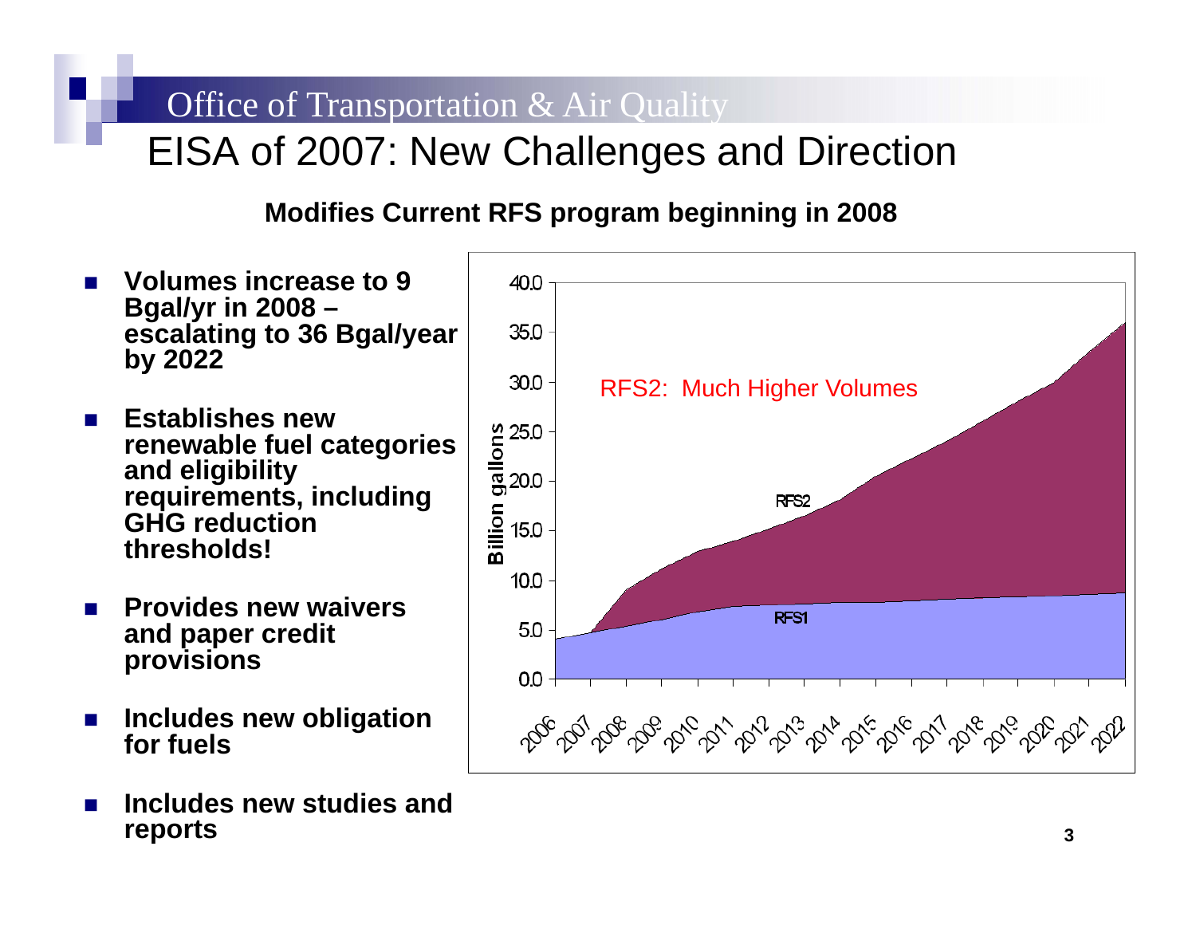# EISA of 2007: New Challenges and Direction

**Modifies Current RFS program beginning in 2008**

- **Volumes increase to 9 Bgal/yr in 2008 – escalating to 36 Bgal/year by 2022**
- **Establishes new renewable fuel categories and eligibility requirements, including GHG reduction thresholds!**
- **Provides new waivers and paper credit provisions**
- **Includes new obligation for fuels**
- **Includes new studies and reports**

RFS2: Much Higher Volumes

RFS2

RFS1

Billion gallons

0.0
5.0
10.0
15.0
20.0
25.0
30.0
35.0
40.0

2006 2007 2008 2009 2010 2011 2012 2013 2014 2015 2016 2017 2018 2019 2020 2021 2022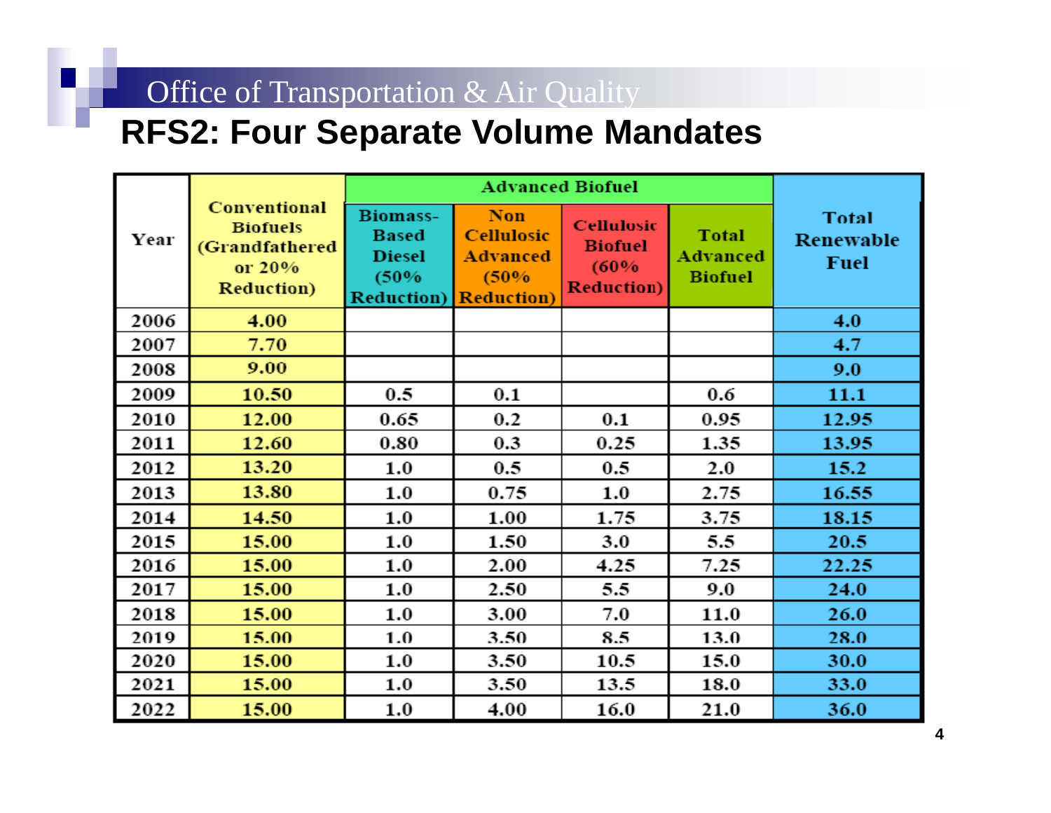Office of Transportation & Air Quality

## RFS2: Four Separate Volume Mandates

| Year | Conventional Biofuels (Grandfathered or 20% Reduction) | Advanced Biofuel | | | | Total Renewable Fuel |
|---|---|---|---|---|---|---|
| | | Biomass-Based Diesel (50% Reduction) | Non Cellulosic Advanced (50% Reduction) | Cellulosic Biofuel (60% Reduction) | Total Advanced Biofuel | |
| 2006 | 4.00 | | | | | 4.0 |
| 2007 | 7.70 | | | | | 4.7 |
| 2008 | 9.00 | | | | | 9.0 |
| 2009 | 10.50 | 0.5 | 0.1 | | 0.6 | 11.1 |
| 2010 | 12.00 | 0.65 | 0.2 | 0.1 | 0.95 | 12.95 |
| 2011 | 12.60 | 0.80 | 0.3 | 0.25 | 1.35 | 13.95 |
| 2012 | 13.20 | 1.0 | 0.5 | 0.5 | 2.0 | 15.2 |
| 2013 | 13.80 | 1.0 | 0.75 | 1.0 | 2.75 | 16.55 |
| 2014 | 14.50 | 1.0 | 1.00 | 1.75 | 3.75 | 18.15 |
| 2015 | 15.00 | 1.0 | 1.50 | 3.0 | 5.5 | 20.5 |
| 2016 | 15.00 | 1.0 | 2.00 | 4.25 | 7.25 | 22.25 |
| 2017 | 15.00 | 1.0 | 2.50 | 5.5 | 9.0 | 24.0 |
| 2018 | 15.00 | 1.0 | 3.00 | 7.0 | 11.0 | 26.0 |
| 2019 | 15.00 | 1.0 | 3.50 | 8.5 | 13.0 | 28.0 |
| 2020 | 15.00 | 1.0 | 3.50 | 10.5 | 15.0 | 30.0 |
| 2021 | 15.00 | 1.0 | 3.50 | 13.5 | 18.0 | 33.0 |
| 2022 | 15.00 | 1.0 | 4.00 | 16.0 | 21.0 | 36.0 |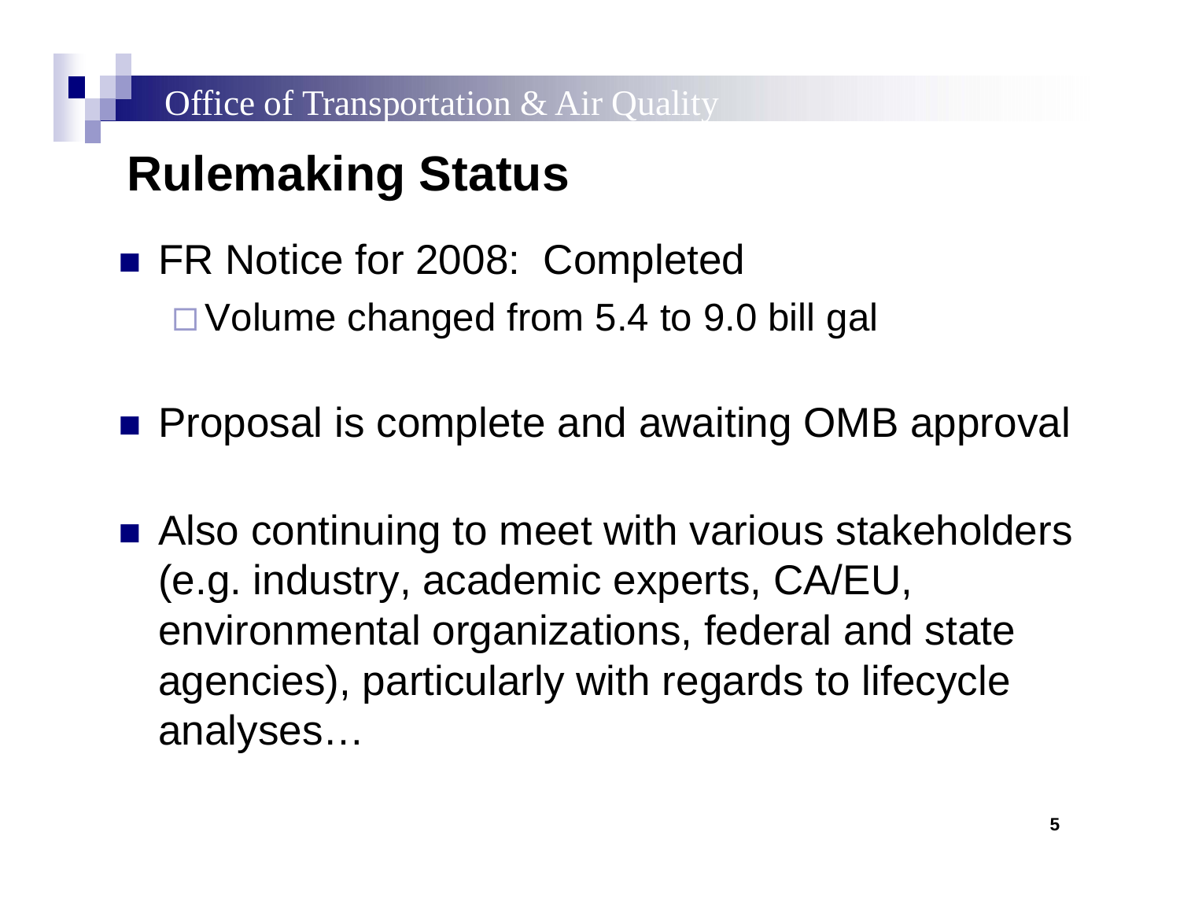# Rulemaking Status

- FR Notice for 2008: Completed
  - Volume changed from 5.4 to 9.0 bill gal
- Proposal is complete and awaiting OMB approval
- Also continuing to meet with various stakeholders (e.g. industry, academic experts, CA/EU, environmental organizations, federal and state agencies), particularly with regards to lifecycle analyses…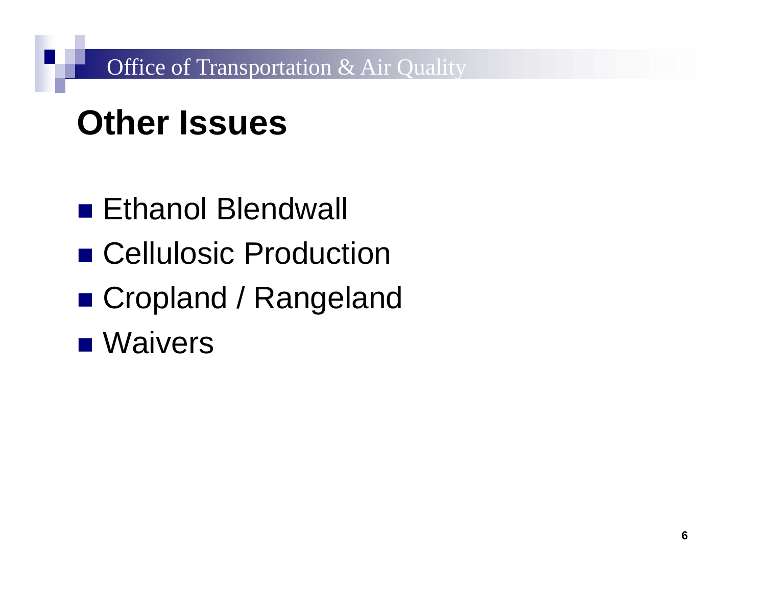# Other Issues

- Ethanol Blendwall
- Cellulosic Production
- Cropland / Rangeland
- Waivers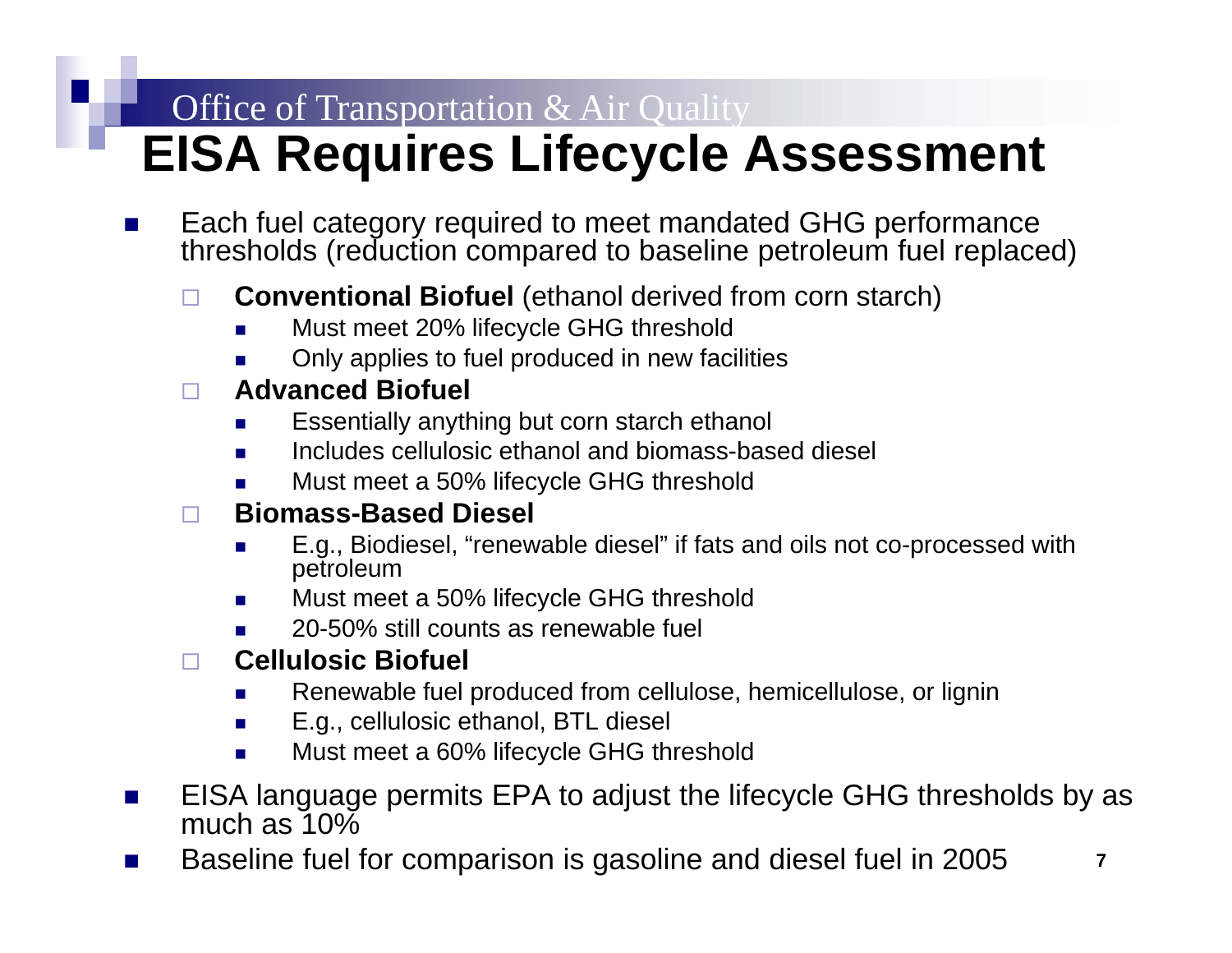# EISA Requires Lifecycle Assessment

- Each fuel category required to meet mandated GHG performance thresholds (reduction compared to baseline petroleum fuel replaced)
  - **Conventional Biofuel** (ethanol derived from corn starch)
    - Must meet 20% lifecycle GHG threshold
    - Only applies to fuel produced in new facilities
  - **Advanced Biofuel**
    - Essentially anything but corn starch ethanol
    - Includes cellulosic ethanol and biomass-based diesel
    - Must meet a 50% lifecycle GHG threshold
  - **Biomass-Based Diesel**
    - E.g., Biodiesel, "renewable diesel" if fats and oils not co-processed with petroleum
    - Must meet a 50% lifecycle GHG threshold
    - 20-50% still counts as renewable fuel
  - **Cellulosic Biofuel**
    - Renewable fuel produced from cellulose, hemicellulose, or lignin
    - E.g., cellulosic ethanol, BTL diesel
    - Must meet a 60% lifecycle GHG threshold
- EISA language permits EPA to adjust the lifecycle GHG thresholds by as much as 10%
- Baseline fuel for comparison is gasoline and diesel fuel in 2005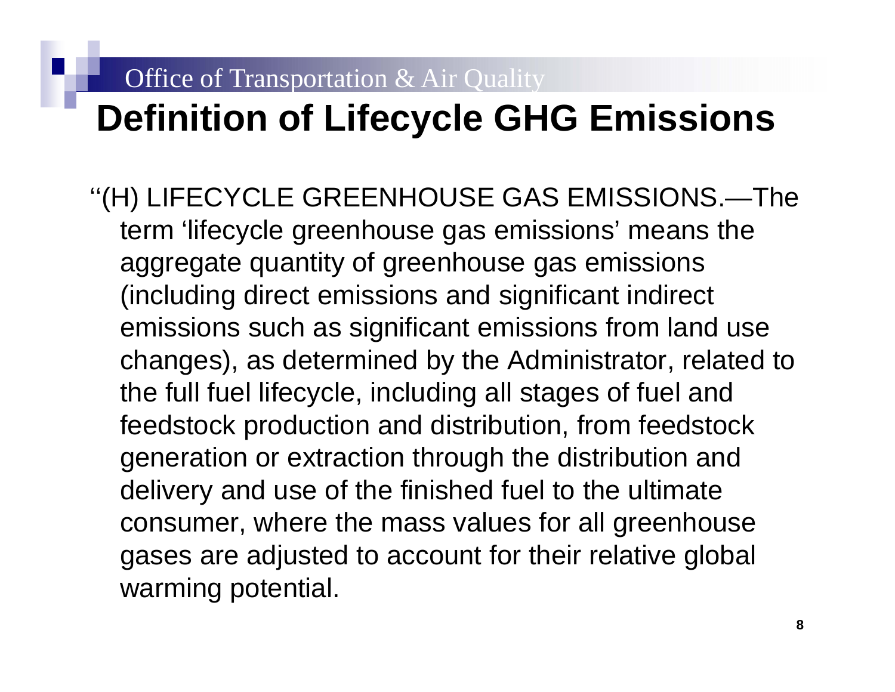# Definition of Lifecycle GHG Emissions

‘‘(H) LIFECYCLE GREENHOUSE GAS EMISSIONS.—The term ‘lifecycle greenhouse gas emissions’ means the aggregate quantity of greenhouse gas emissions (including direct emissions and significant indirect emissions such as significant emissions from land use changes), as determined by the Administrator, related to the full fuel lifecycle, including all stages of fuel and feedstock production and distribution, from feedstock generation or extraction through the distribution and delivery and use of the finished fuel to the ultimate consumer, where the mass values for all greenhouse gases are adjusted to account for their relative global warming potential.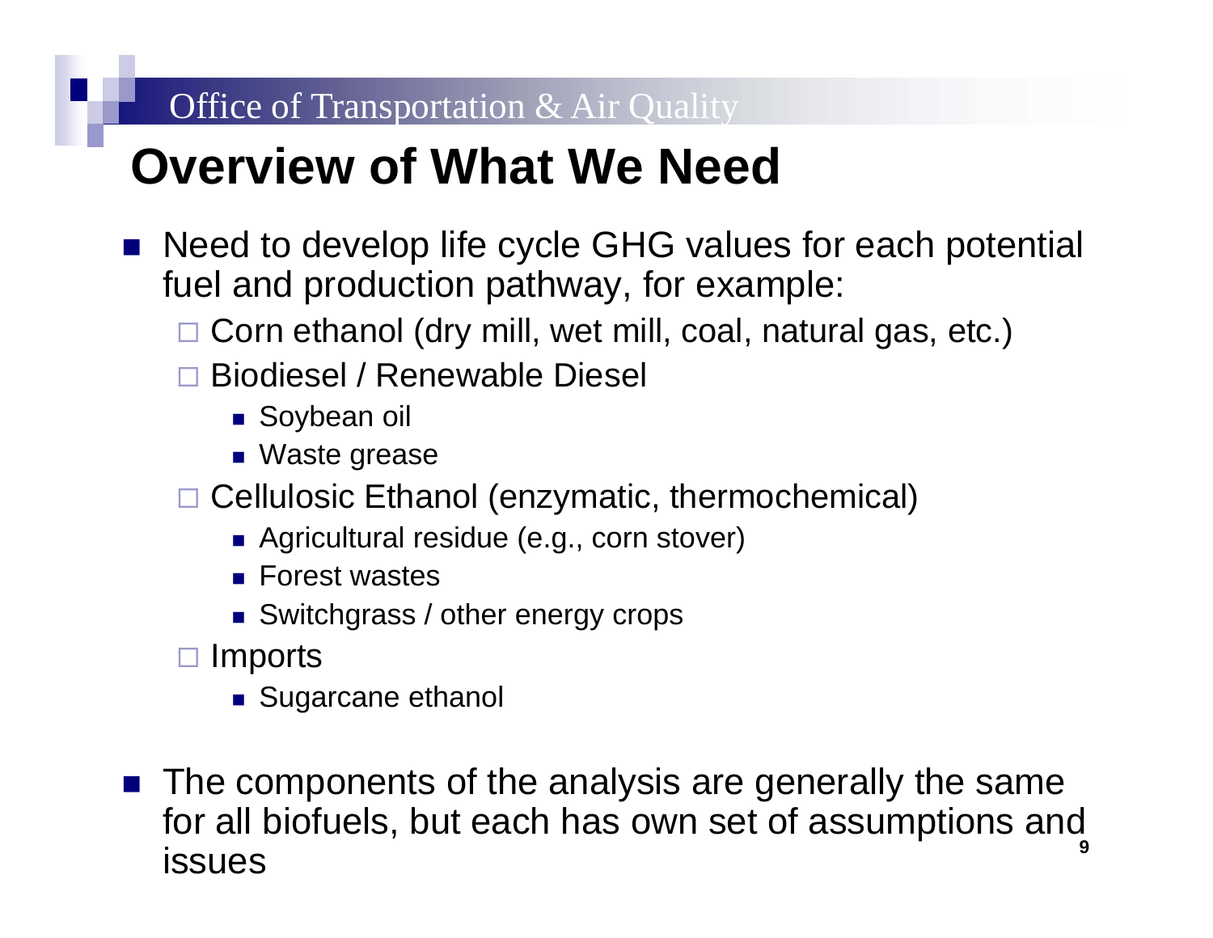# Overview of What We Need

- Need to develop life cycle GHG values for each potential fuel and production pathway, for example:
  - Corn ethanol (dry mill, wet mill, coal, natural gas, etc.)
  - Biodiesel / Renewable Diesel
    - Soybean oil
    - Waste grease
  - Cellulosic Ethanol (enzymatic, thermochemical)
    - Agricultural residue (e.g., corn stover)
    - Forest wastes
    - Switchgrass / other energy crops
  - Imports
    - Sugarcane ethanol
- The components of the analysis are generally the same for all biofuels, but each has own set of assumptions and issues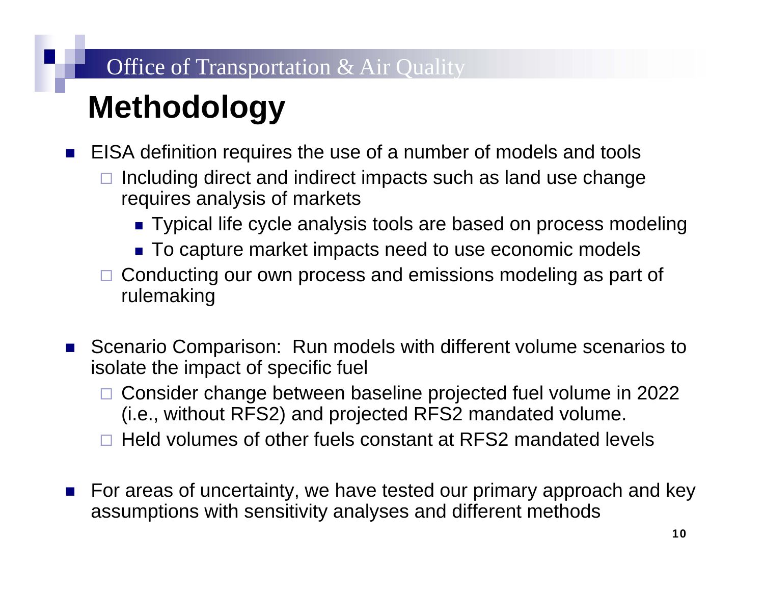# Methodology

- EISA definition requires the use of a number of models and tools
  - Including direct and indirect impacts such as land use change requires analysis of markets
    - Typical life cycle analysis tools are based on process modeling
    - To capture market impacts need to use economic models
  - Conducting our own process and emissions modeling as part of rulemaking
- Scenario Comparison: Run models with different volume scenarios to isolate the impact of specific fuel
  - Consider change between baseline projected fuel volume in 2022 (i.e., without RFS2) and projected RFS2 mandated volume.
  - Held volumes of other fuels constant at RFS2 mandated levels
- For areas of uncertainty, we have tested our primary approach and key assumptions with sensitivity analyses and different methods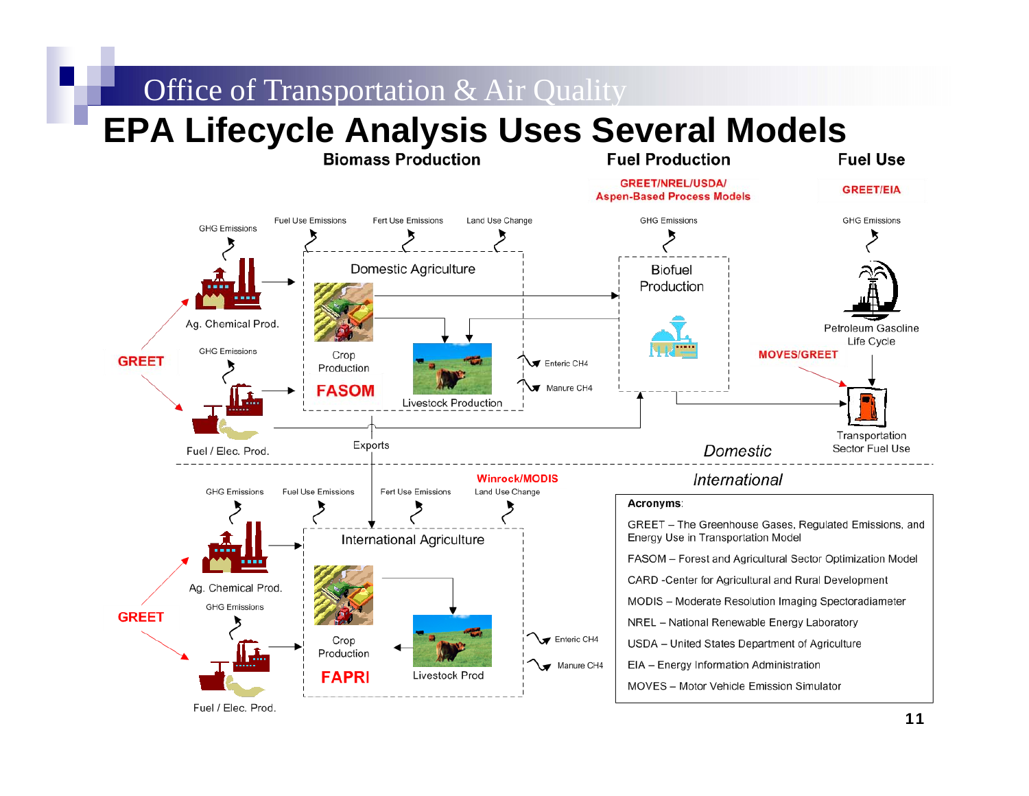Office of Transportation & Air Quality

# EPA Lifecycle Analysis Uses Several Models

Biomass Production

Fuel Production

Fuel Use

GREET/NREL/USDA/
Aspen-Based Process Models

GREET/EIA

GHG Emissions

Fuel Use Emissions

Fert Use Emissions

Land Use Change

GHG Emissions

GHG Emissions

Domestic Agriculture

Biofuel Production

Ag. Chemical Prod.

GREET

GHG Emissions

Crop Production

FASOM

Livestock Production

Enteric CH4

Manure CH4

Petroleum Gasoline Life Cycle

MOVES/GREET

Fuel / Elec. Prod.

Exports

Transportation Sector Fuel Use

*Domestic*

*International*

Winrock/MODIS

GHG Emissions

Fuel Use Emissions

Fert Use Emissions

Land Use Change

International Agriculture

Ag. Chemical Prod.

GHG Emissions

GREET

Crop Production

FAPRI

Livestock Prod

Enteric CH4

Manure CH4

Fuel / Elec. Prod.

**Acronyms**:

GREET – The Greenhouse Gases, Regulated Emissions, and Energy Use in Transportation Model

FASOM – Forest and Agricultural Sector Optimization Model

CARD -Center for Agricultural and Rural Development

MODIS – Moderate Resolution Imaging Spectoradiameter

NREL – National Renewable Energy Laboratory

USDA – United States Department of Agriculture

EIA – Energy Information Administration

MOVES – Motor Vehicle Emission Simulator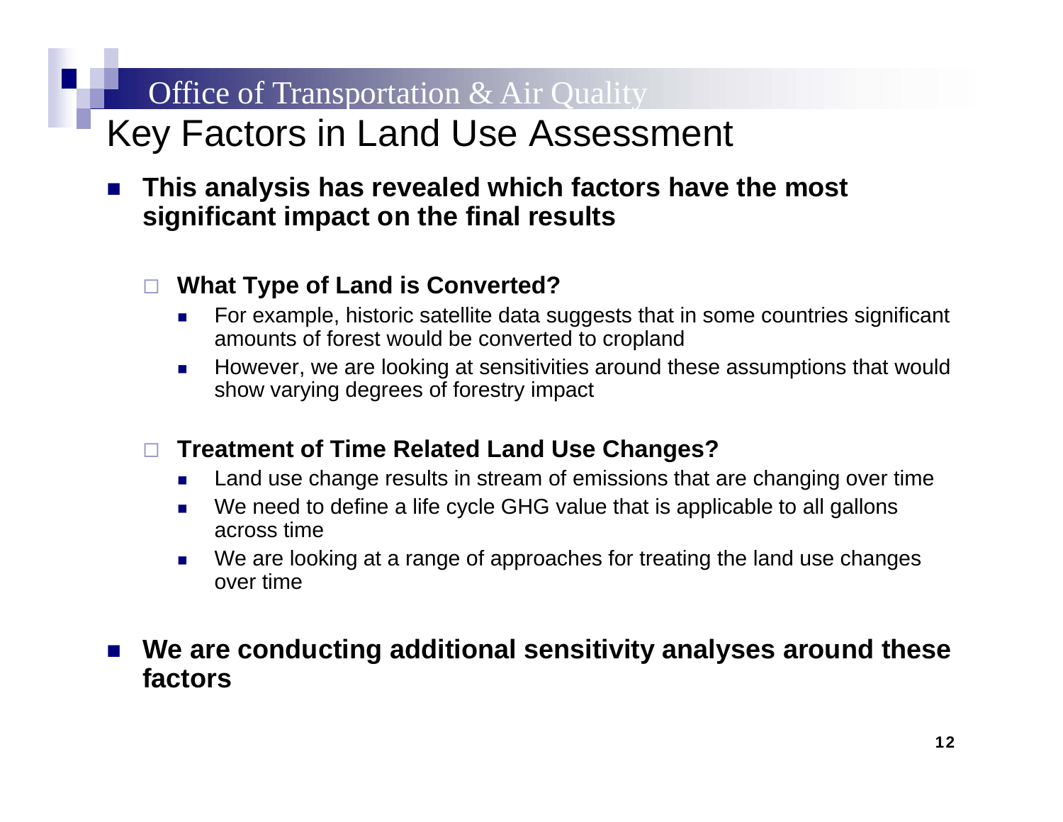# Key Factors in Land Use Assessment

- **This analysis has revealed which factors have the most significant impact on the final results**
  - **What Type of Land is Converted?**
    - For example, historic satellite data suggests that in some countries significant amounts of forest would be converted to cropland
    - However, we are looking at sensitivities around these assumptions that would show varying degrees of forestry impact
  - **Treatment of Time Related Land Use Changes?**
    - Land use change results in stream of emissions that are changing over time
    - We need to define a life cycle GHG value that is applicable to all gallons across time
    - We are looking at a range of approaches for treating the land use changes over time
- **We are conducting additional sensitivity analyses around these factors**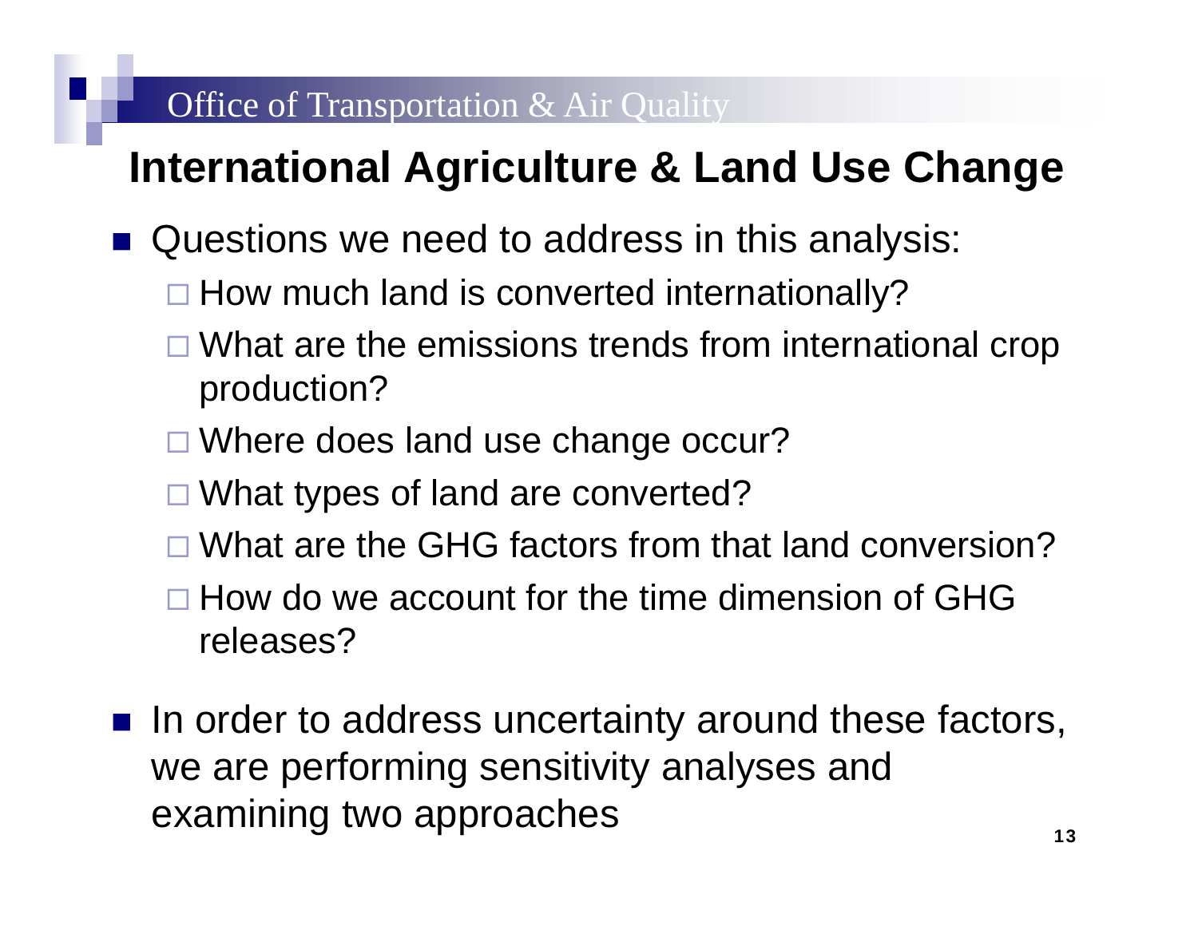## International Agriculture & Land Use Change

- Questions we need to address in this analysis:
  - How much land is converted internationally?
  - What are the emissions trends from international crop production?
  - Where does land use change occur?
  - What types of land are converted?
  - What are the GHG factors from that land conversion?
  - How do we account for the time dimension of GHG releases?
- In order to address uncertainty around these factors, we are performing sensitivity analyses and examining two approaches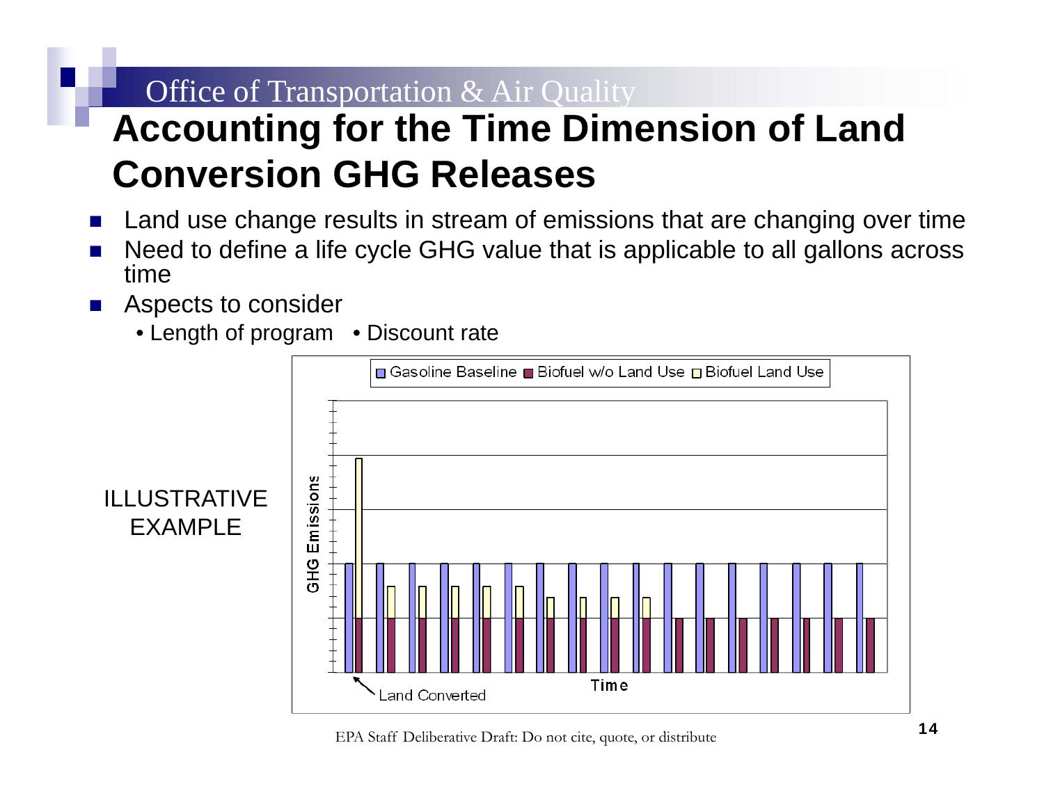Office of Transportation & Air Quality

# Accounting for the Time Dimension of Land Conversion GHG Releases

- Land use change results in stream of emissions that are changing over time
- Need to define a life cycle GHG value that is applicable to all gallons across time
- Aspects to consider
  - Length of program
  - Discount rate

ILLUSTRATIVE EXAMPLE

Gasoline Baseline
Biofuel w/o Land Use
Biofuel Land Use

GHG Emissions

Time

Land Converted

EPA Staff Deliberative Draft: Do not cite, quote, or distribute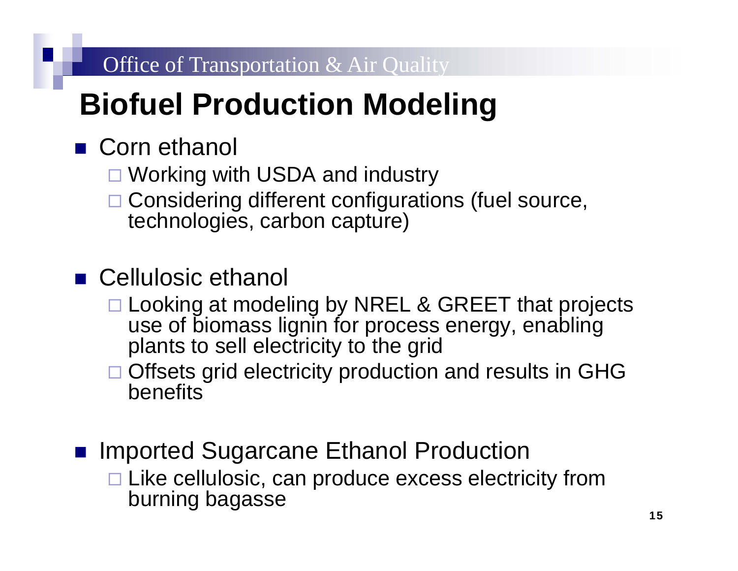# Biofuel Production Modeling

- Corn ethanol
  - Working with USDA and industry
  - Considering different configurations (fuel source, technologies, carbon capture)
- Cellulosic ethanol
  - Looking at modeling by NREL & GREET that projects use of biomass lignin for process energy, enabling plants to sell electricity to the grid
  - Offsets grid electricity production and results in GHG benefits
- Imported Sugarcane Ethanol Production
  - Like cellulosic, can produce excess electricity from burning bagasse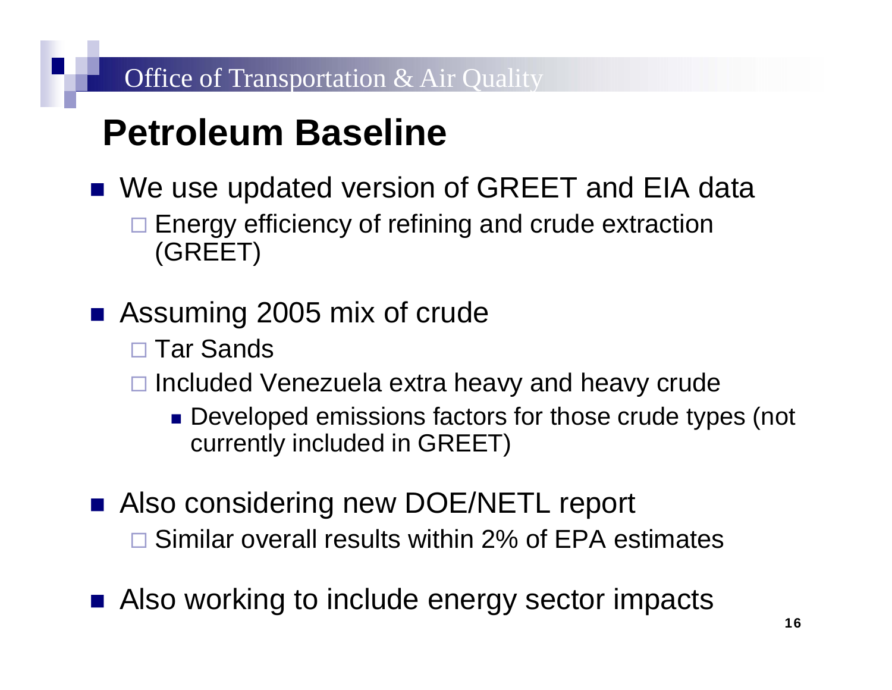# Petroleum Baseline

- We use updated version of GREET and EIA data
  - Energy efficiency of refining and crude extraction (GREET)
- Assuming 2005 mix of crude
  - Tar Sands
  - Included Venezuela extra heavy and heavy crude
    - Developed emissions factors for those crude types (not currently included in GREET)
- Also considering new DOE/NETL report
  - Similar overall results within 2% of EPA estimates
- Also working to include energy sector impacts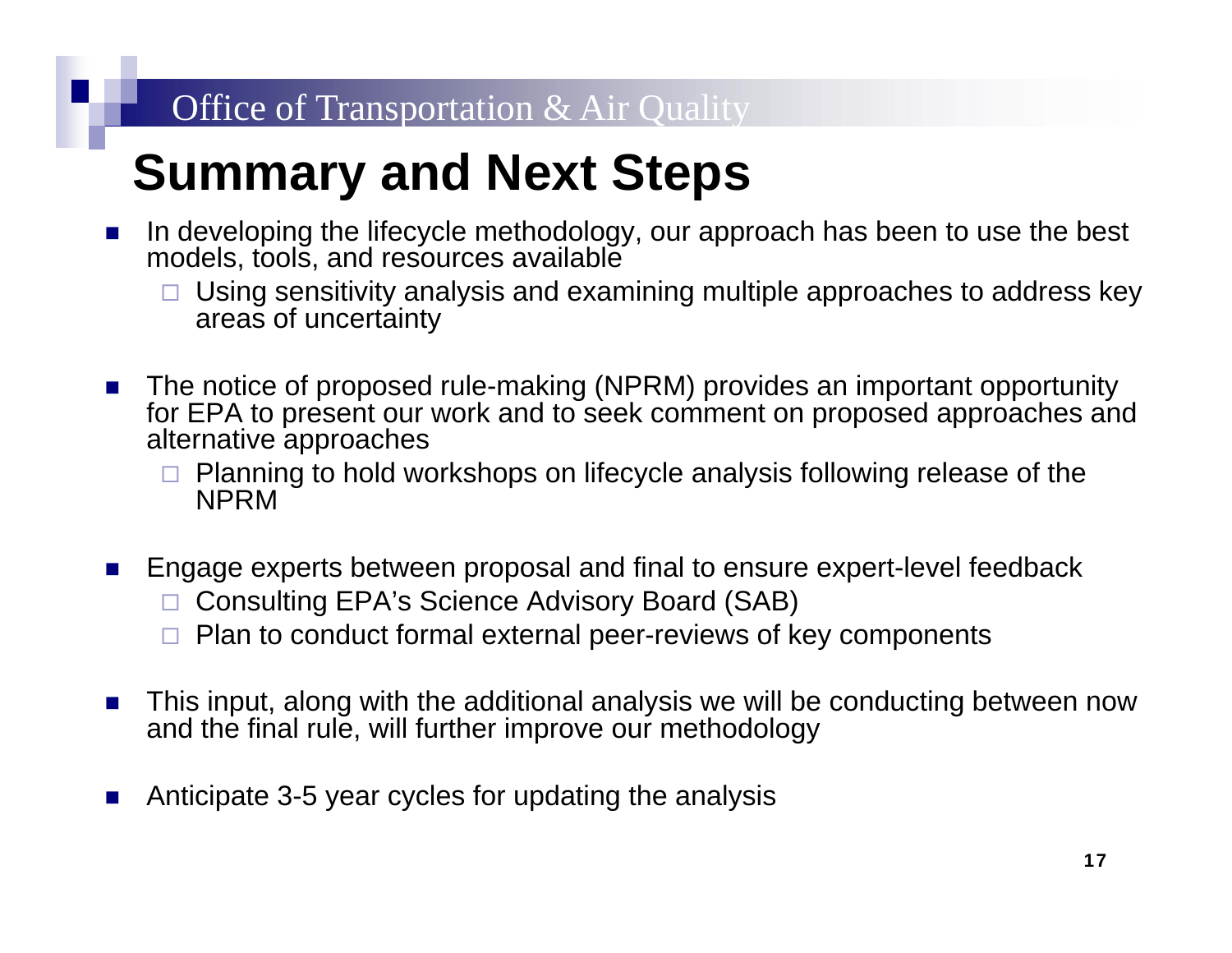# Summary and Next Steps

- In developing the lifecycle methodology, our approach has been to use the best models, tools, and resources available
  - Using sensitivity analysis and examining multiple approaches to address key areas of uncertainty
- The notice of proposed rule-making (NPRM) provides an important opportunity for EPA to present our work and to seek comment on proposed approaches and alternative approaches
  - Planning to hold workshops on lifecycle analysis following release of the NPRM
- Engage experts between proposal and final to ensure expert-level feedback
  - Consulting EPA's Science Advisory Board (SAB)
  - Plan to conduct formal external peer-reviews of key components
- This input, along with the additional analysis we will be conducting between now and the final rule, will further improve our methodology
- Anticipate 3-5 year cycles for updating the analysis